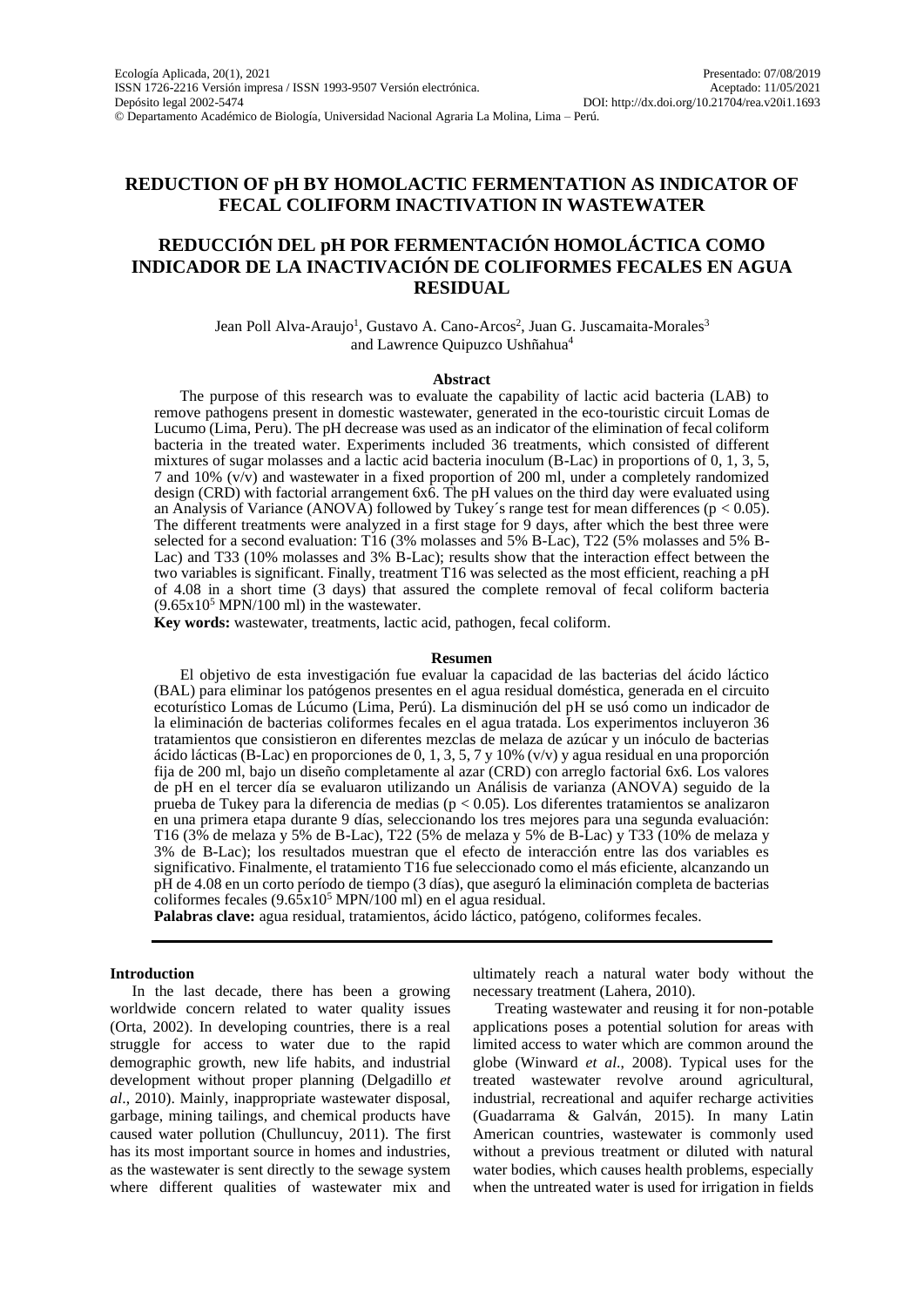# REDUCTION OF pH BY HOMOLACTIC FERMENTATION AS INDICATOR OF FECAL COLIFORM INACTIVATION IN WASTEWATER

# REDUCCIÓN DEL pH POR FERMENTACIÓN HOMOLÁCTICA COMO INDICADOR DE LA INACTIVACIÓN DE COLIFORMES FECALES EN AGUA RESIDUAL

Jean Poll Alva-Araujo[1], Gustavo A. Cano-Arcos[2], Juan G. Juscamaita-Morales[3] and Lawrence Quipuzco Ushñahua[4]

### Abstract

The purpose of this research was to evaluate the capability of lactic acid bacteria (LAB) to remove pathogens present in domestic wastewater, generated in the eco-touristic circuit Lomas de Lucumo (Lima, Peru). The pH decrease was used as an indicator of the elimination of fecal coliform bacteria in the treated water. Experiments included 36 treatments, which consisted of different mixtures of sugar molasses and a lactic acid bacteria inoculum (B-Lac) in proportions of 0, 1, 3, 5, 7 and 10% (v/v) and wastewater in a fixed proportion of 200 ml, under a completely randomized design (CRD) with factorial arrangement 6x6. The pH values on the third day were evaluated using an Analysis of Variance (ANOVA) followed by Tukey´s range test for mean differences ($p < 0.05$). The different treatments were analyzed in a first stage for 9 days, after which the best three were selected for a second evaluation: T16 (3% molasses and 5% B-Lac), T22 (5% molasses and 5% B-Lac) and T33 (10% molasses and 3% B-Lac); results show that the interaction effect between the two variables is significant. Finally, treatment T16 was selected as the most efficient, reaching a pH of 4.08 in a short time (3 days) that assured the complete removal of fecal coliform bacteria ($9.65 \times 10^5$ MPN/100 ml) in the wastewater.

**Key words:** wastewater, treatments, lactic acid, pathogen, fecal coliform.

### Resumen

El objetivo de esta investigación fue evaluar la capacidad de las bacterias del ácido láctico (BAL) para eliminar los patógenos presentes en el agua residual doméstica, generada en el circuito ecoturístico Lomas de Lúcumo (Lima, Perú). La disminución del pH se usó como un indicador de la eliminación de bacterias coliformes fecales en el agua tratada. Los experimentos incluyeron 36 tratamientos que consistieron en diferentes mezclas de melaza de azúcar y un inóculo de bacterias ácido lácticas (B-Lac) en proporciones de 0, 1, 3, 5, 7 y 10% (v/v) y agua residual en una proporción fija de 200 ml, bajo un diseño completamente al azar (CRD) con arreglo factorial 6x6. Los valores de pH en el tercer día se evaluaron utilizando un Análisis de varianza (ANOVA) seguido de la prueba de Tukey para la diferencia de medias ($p < 0.05$). Los diferentes tratamientos se analizaron en una primera etapa durante 9 días, seleccionando los tres mejores para una segunda evaluación: T16 (3% de melaza y 5% de B-Lac), T22 (5% de melaza y 5% de B-Lac) y T33 (10% de melaza y 3% de B-Lac); los resultados muestran que el efecto de interacción entre las dos variables es significativo. Finalmente, el tratamiento T16 fue seleccionado como el más eficiente, alcanzando un pH de 4.08 en un corto período de tiempo (3 días), que aseguró la eliminación completa de bacterias coliformes fecales ($9.65 \times 10^5$ MPN/100 ml) en el agua residual.

**Palabras clave:** agua residual, tratamientos, ácido láctico, patógeno, coliformes fecales.

---

## Introduction

In the last decade, there has been a growing worldwide concern related to water quality issues (Orta, 2002). In developing countries, there is a real struggle for access to water due to the rapid demographic growth, new life habits, and industrial development without proper planning (Delgadillo *et al*., 2010). Mainly, inappropriate wastewater disposal, garbage, mining tailings, and chemical products have caused water pollution (Chulluncuy, 2011). The first has its most important source in homes and industries, as the wastewater is sent directly to the sewage system where different qualities of wastewater mix and ultimately reach a natural water body without the necessary treatment (Lahera, 2010).

Treating wastewater and reusing it for non-potable applications poses a potential solution for areas with limited access to water which are common around the globe (Winward *et al*., 2008). Typical uses for the treated wastewater revolve around agricultural, industrial, recreational and aquifer recharge activities (Guadarrama & Galván, 2015). In many Latin American countries, wastewater is commonly used without a previous treatment or diluted with natural water bodies, which causes health problems, especially when the untreated water is used for irrigation in fields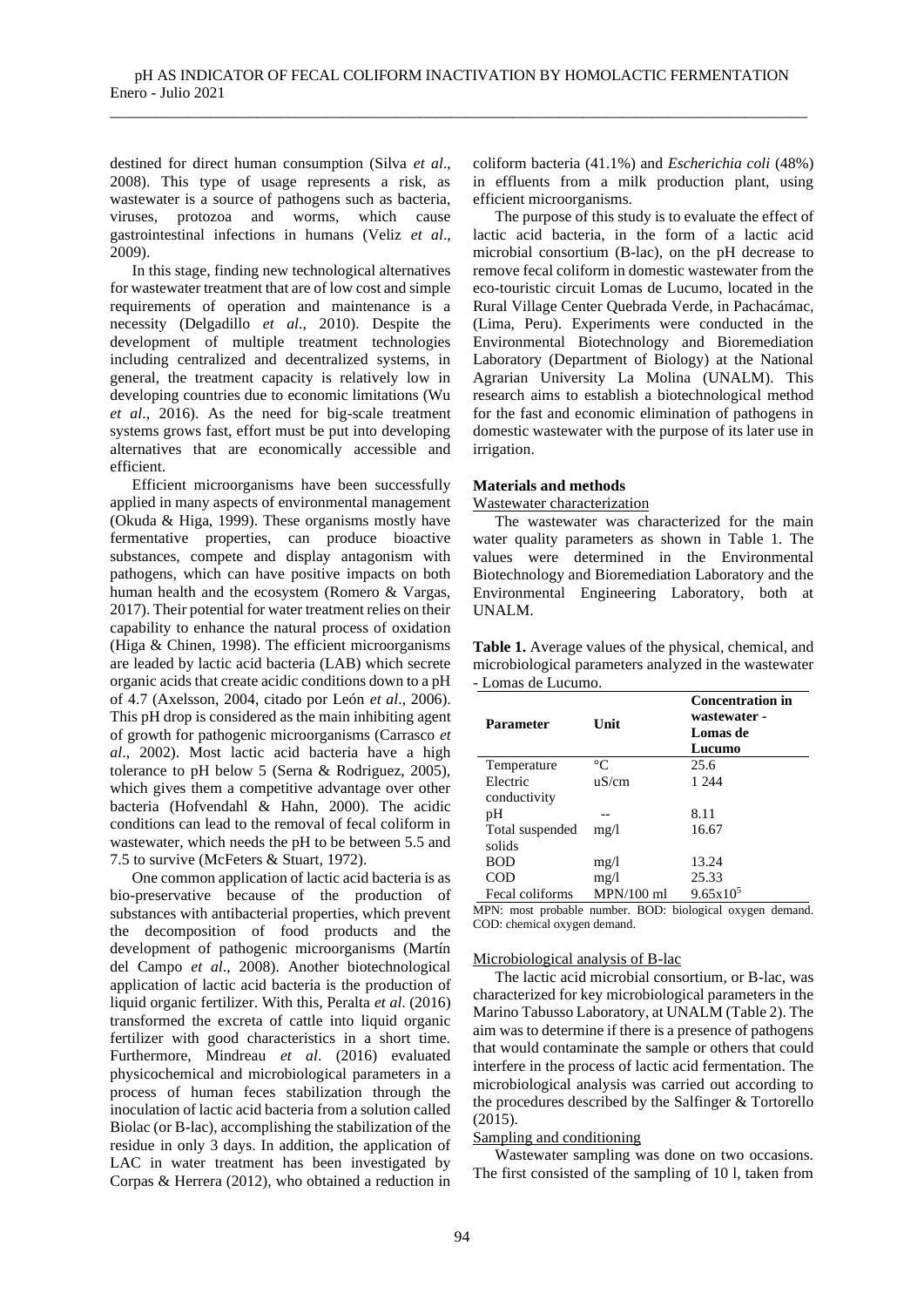destined for direct human consumption (Silva *et al*., 2008). This type of usage represents a risk, as wastewater is a source of pathogens such as bacteria, viruses, protozoa and worms, which cause gastrointestinal infections in humans (Veliz *et al*., 2009).

In this stage, finding new technological alternatives for wastewater treatment that are of low cost and simple requirements of operation and maintenance is a necessity (Delgadillo *et al*., 2010). Despite the development of multiple treatment technologies including centralized and decentralized systems, in general, the treatment capacity is relatively low in developing countries due to economic limitations (Wu *et al*., 2016). As the need for big-scale treatment systems grows fast, effort must be put into developing alternatives that are economically accessible and efficient.

Efficient microorganisms have been successfully applied in many aspects of environmental management (Okuda & Higa, 1999). These organisms mostly have fermentative properties, can produce bioactive substances, compete and display antagonism with pathogens, which can have positive impacts on both human health and the ecosystem (Romero & Vargas, 2017). Their potential for water treatment relies on their capability to enhance the natural process of oxidation (Higa & Chinen, 1998). The efficient microorganisms are leaded by lactic acid bacteria (LAB) which secrete organic acids that create acidic conditions down to a pH of 4.7 (Axelsson, 2004, citado por León *et al*., 2006). This pH drop is considered as the main inhibiting agent of growth for pathogenic microorganisms (Carrasco *et al*., 2002). Most lactic acid bacteria have a high tolerance to pH below 5 (Serna & Rodriguez, 2005), which gives them a competitive advantage over other bacteria (Hofvendahl & Hahn, 2000). The acidic conditions can lead to the removal of fecal coliform in wastewater, which needs the pH to be between 5.5 and 7.5 to survive (McFeters & Stuart, 1972).

One common application of lactic acid bacteria is as bio-preservative because of the production of substances with antibacterial properties, which prevent the decomposition of food products and the development of pathogenic microorganisms (Martín del Campo *et al*., 2008). Another biotechnological application of lactic acid bacteria is the production of liquid organic fertilizer. With this, Peralta *et al*. (2016) transformed the excreta of cattle into liquid organic fertilizer with good characteristics in a short time. Furthermore, Mindreau *et al*. (2016) evaluated physicochemical and microbiological parameters in a process of human feces stabilization through the inoculation of lactic acid bacteria from a solution called Biolac (or B-lac), accomplishing the stabilization of the residue in only 3 days. In addition, the application of LAC in water treatment has been investigated by Corpas & Herrera (2012), who obtained a reduction in coliform bacteria (41.1%) and *Escherichia coli* (48%) in effluents from a milk production plant, using efficient microorganisms.

The purpose of this study is to evaluate the effect of lactic acid bacteria, in the form of a lactic acid microbial consortium (B-lac), on the pH decrease to remove fecal coliform in domestic wastewater from the eco-touristic circuit Lomas de Lucumo, located in the Rural Village Center Quebrada Verde, in Pachacámac, (Lima, Peru). Experiments were conducted in the Environmental Biotechnology and Bioremediation Laboratory (Department of Biology) at the National Agrarian University La Molina (UNALM). This research aims to establish a biotechnological method for the fast and economic elimination of pathogens in domestic wastewater with the purpose of its later use in irrigation.

## Materials and methods

Wastewater characterization

The wastewater was characterized for the main water quality parameters as shown in Table 1. The values were determined in the Environmental Biotechnology and Bioremediation Laboratory and the Environmental Engineering Laboratory, both at UNALM.

**Table 1.** Average values of the physical, chemical, and microbiological parameters analyzed in the wastewater - Lomas de Lucumo.

| Parameter | Unit | Concentration in wastewater - Lomas de Lucumo |
|---|---|---|
| Temperature | °C | 25.6 |
| Electric conductivity | uS/cm | 1 244 |
| pH | -- | 8.11 |
| Total suspended solids | mg/l | 16.67 |
| BOD | mg/l | 13.24 |
| COD | mg/l | 25.33 |
| Fecal coliforms | MPN/100 ml | $9.65x10^5$ |

MPN: most probable number. BOD: biological oxygen demand. COD: chemical oxygen demand.

Microbiological analysis of B-lac

The lactic acid microbial consortium, or B-lac, was characterized for key microbiological parameters in the Marino Tabusso Laboratory, at UNALM (Table 2). The aim was to determine if there is a presence of pathogens that would contaminate the sample or others that could interfere in the process of lactic acid fermentation. The microbiological analysis was carried out according to the procedures described by the Salfinger & Tortorello (2015).

Sampling and conditioning

Wastewater sampling was done on two occasions. The first consisted of the sampling of 10 l, taken from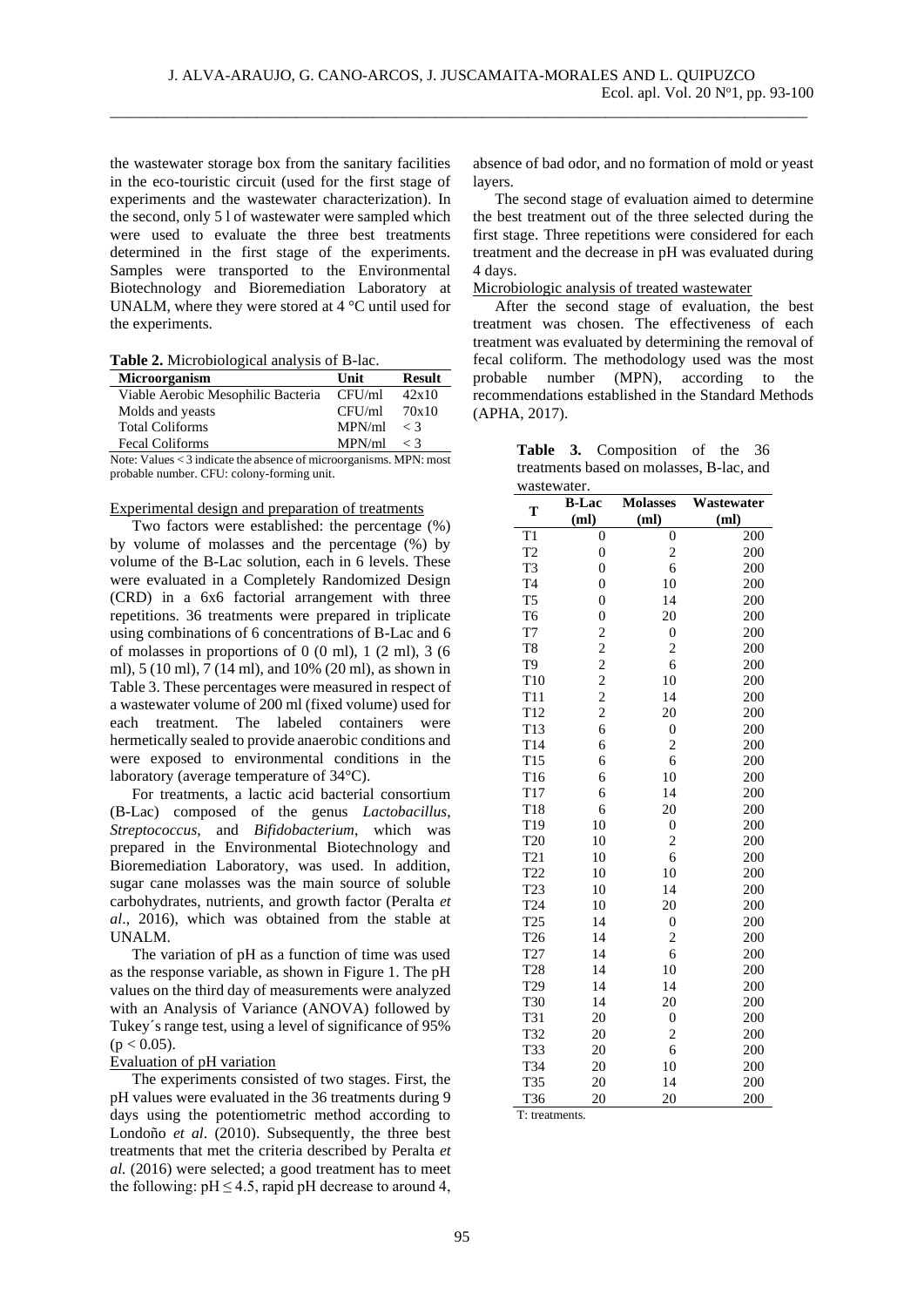the wastewater storage box from the sanitary facilities in the eco-touristic circuit (used for the first stage of experiments and the wastewater characterization). In the second, only 5 l of wastewater were sampled which were used to evaluate the three best treatments determined in the first stage of the experiments. Samples were transported to the Environmental Biotechnology and Bioremediation Laboratory at UNALM, where they were stored at 4 °C until used for the experiments.

**Table 2.** Microbiological analysis of B-lac.

| Microorganism | Unit | Result |
|---|---|---|
| Viable Aerobic Mesophilic Bacteria | CFU/ml | 42x10 |
| Molds and yeasts | CFU/ml | 70x10 |
| Total Coliforms | MPN/ml | < 3 |
| Fecal Coliforms | MPN/ml | < 3 |

Note: Values < 3 indicate the absence of microorganisms. MPN: most probable number. CFU: colony-forming unit.

Experimental design and preparation of treatments

Two factors were established: the percentage (%) by volume of molasses and the percentage (%) by volume of the B-Lac solution, each in 6 levels. These were evaluated in a Completely Randomized Design (CRD) in a 6x6 factorial arrangement with three repetitions. 36 treatments were prepared in triplicate using combinations of 6 concentrations of B-Lac and 6 of molasses in proportions of 0 (0 ml), 1 (2 ml), 3 (6 ml), 5 (10 ml), 7 (14 ml), and 10% (20 ml), as shown in Table 3. These percentages were measured in respect of a wastewater volume of 200 ml (fixed volume) used for each treatment. The labeled containers were hermetically sealed to provide anaerobic conditions and were exposed to environmental conditions in the laboratory (average temperature of 34°C).

For treatments, a lactic acid bacterial consortium (B-Lac) composed of the genus *Lactobacillus*, *Streptococcus*, and *Bifidobacterium*, which was prepared in the Environmental Biotechnology and Bioremediation Laboratory, was used. In addition, sugar cane molasses was the main source of soluble carbohydrates, nutrients, and growth factor (Peralta *et al*., 2016), which was obtained from the stable at UNALM.

The variation of pH as a function of time was used as the response variable, as shown in Figure 1. The pH values on the third day of measurements were analyzed with an Analysis of Variance (ANOVA) followed by Tukey´s range test, using a level of significance of 95% ($p < 0.05$).

Evaluation of pH variation

The experiments consisted of two stages. First, the pH values were evaluated in the 36 treatments during 9 days using the potentiometric method according to Londoño *et al*. (2010). Subsequently, the three best treatments that met the criteria described by Peralta *et al.* (2016) were selected; a good treatment has to meet the following: pH ≤ 4.5, rapid pH decrease to around 4, absence of bad odor, and no formation of mold or yeast layers.

The second stage of evaluation aimed to determine the best treatment out of the three selected during the first stage. Three repetitions were considered for each treatment and the decrease in pH was evaluated during 4 days.

Microbiologic analysis of treated wastewater

After the second stage of evaluation, the best treatment was chosen. The effectiveness of each treatment was evaluated by determining the removal of fecal coliform. The methodology used was the most probable number (MPN), according to the recommendations established in the Standard Methods (APHA, 2017).

**Table 3.** Composition of the 36 treatments based on molasses, B-lac, and wastewater.

| T | B-Lac (ml) | Molasses (ml) | Wastewater (ml) |
|---|---|---|---|
| T1 | 0 | 0 | 200 |
| T2 | 0 | 2 | 200 |
| T3 | 0 | 6 | 200 |
| T4 | 0 | 10 | 200 |
| T5 | 0 | 14 | 200 |
| T6 | 0 | 20 | 200 |
| T7 | 2 | 0 | 200 |
| T8 | 2 | 2 | 200 |
| T9 | 2 | 6 | 200 |
| T10 | 2 | 10 | 200 |
| T11 | 2 | 14 | 200 |
| T12 | 2 | 20 | 200 |
| T13 | 6 | 0 | 200 |
| T14 | 6 | 2 | 200 |
| T15 | 6 | 6 | 200 |
| T16 | 6 | 10 | 200 |
| T17 | 6 | 14 | 200 |
| T18 | 6 | 20 | 200 |
| T19 | 10 | 0 | 200 |
| T20 | 10 | 2 | 200 |
| T21 | 10 | 6 | 200 |
| T22 | 10 | 10 | 200 |
| T23 | 10 | 14 | 200 |
| T24 | 10 | 20 | 200 |
| T25 | 14 | 0 | 200 |
| T26 | 14 | 2 | 200 |
| T27 | 14 | 6 | 200 |
| T28 | 14 | 10 | 200 |
| T29 | 14 | 14 | 200 |
| T30 | 14 | 20 | 200 |
| T31 | 20 | 0 | 200 |
| T32 | 20 | 2 | 200 |
| T33 | 20 | 6 | 200 |
| T34 | 20 | 10 | 200 |
| T35 | 20 | 14 | 200 |
| T36 | 20 | 20 | 200 |

T: treatments.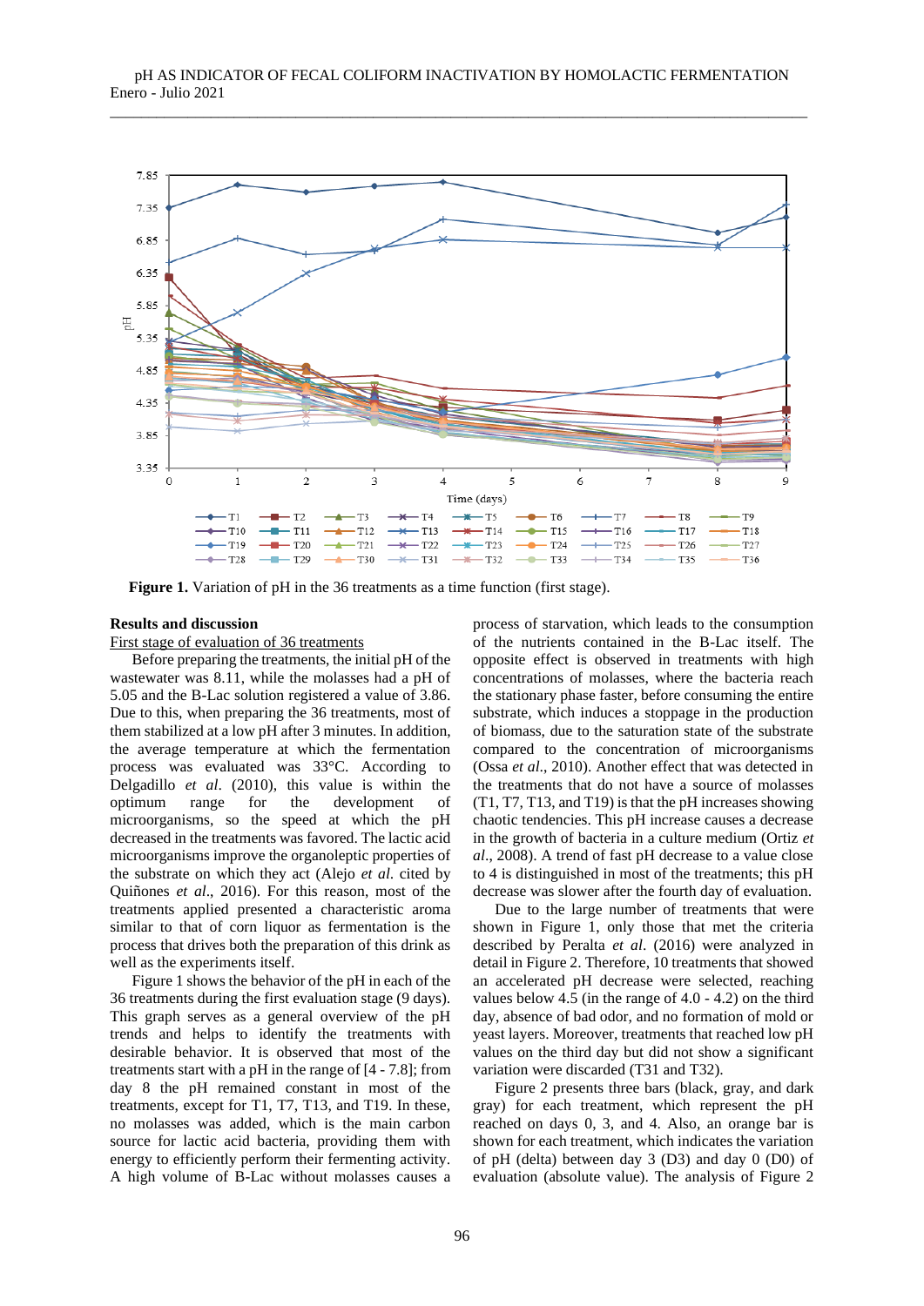**Figure 1.** Variation of pH in the 36 treatments as a time function (first stage).

**Results and discussion**

First stage of evaluation of 36 treatments

Before preparing the treatments, the initial pH of the wastewater was 8.11, while the molasses had a pH of 5.05 and the B-Lac solution registered a value of 3.86. Due to this, when preparing the 36 treatments, most of them stabilized at a low pH after 3 minutes. In addition, the average temperature at which the fermentation process was evaluated was 33°C. According to Delgadillo *et al*. (2010), this value is within the optimum range for the development of microorganisms, so the speed at which the pH decreased in the treatments was favored. The lactic acid microorganisms improve the organoleptic properties of the substrate on which they act (Alejo *et al*. cited by Quiñones *et al*., 2016). For this reason, most of the treatments applied presented a characteristic aroma similar to that of corn liquor as fermentation is the process that drives both the preparation of this drink as well as the experiments itself.

Figure 1 shows the behavior of the pH in each of the 36 treatments during the first evaluation stage (9 days). This graph serves as a general overview of the pH trends and helps to identify the treatments with desirable behavior. It is observed that most of the treatments start with a pH in the range of [4 - 7.8]; from day 8 the pH remained constant in most of the treatments, except for T1, T7, T13, and T19. In these, no molasses was added, which is the main carbon source for lactic acid bacteria, providing them with energy to efficiently perform their fermenting activity. A high volume of B-Lac without molasses causes a process of starvation, which leads to the consumption of the nutrients contained in the B-Lac itself. The opposite effect is observed in treatments with high concentrations of molasses, where the bacteria reach the stationary phase faster, before consuming the entire substrate, which induces a stoppage in the production of biomass, due to the saturation state of the substrate compared to the concentration of microorganisms (Ossa *et al*., 2010). Another effect that was detected in the treatments that do not have a source of molasses (T1, T7, T13, and T19) is that the pH increases showing chaotic tendencies. This pH increase causes a decrease in the growth of bacteria in a culture medium (Ortiz *et al*., 2008). A trend of fast pH decrease to a value close to 4 is distinguished in most of the treatments; this pH decrease was slower after the fourth day of evaluation.

Due to the large number of treatments that were shown in Figure 1, only those that met the criteria described by Peralta *et al*. (2016) were analyzed in detail in Figure 2. Therefore, 10 treatments that showed an accelerated pH decrease were selected, reaching values below 4.5 (in the range of 4.0 - 4.2) on the third day, absence of bad odor, and no formation of mold or yeast layers. Moreover, treatments that reached low pH values on the third day but did not show a significant variation were discarded (T31 and T32).

Figure 2 presents three bars (black, gray, and dark gray) for each treatment, which represent the pH reached on days 0, 3, and 4. Also, an orange bar is shown for each treatment, which indicates the variation of pH (delta) between day 3 (D3) and day 0 (D0) of evaluation (absolute value). The analysis of Figure 2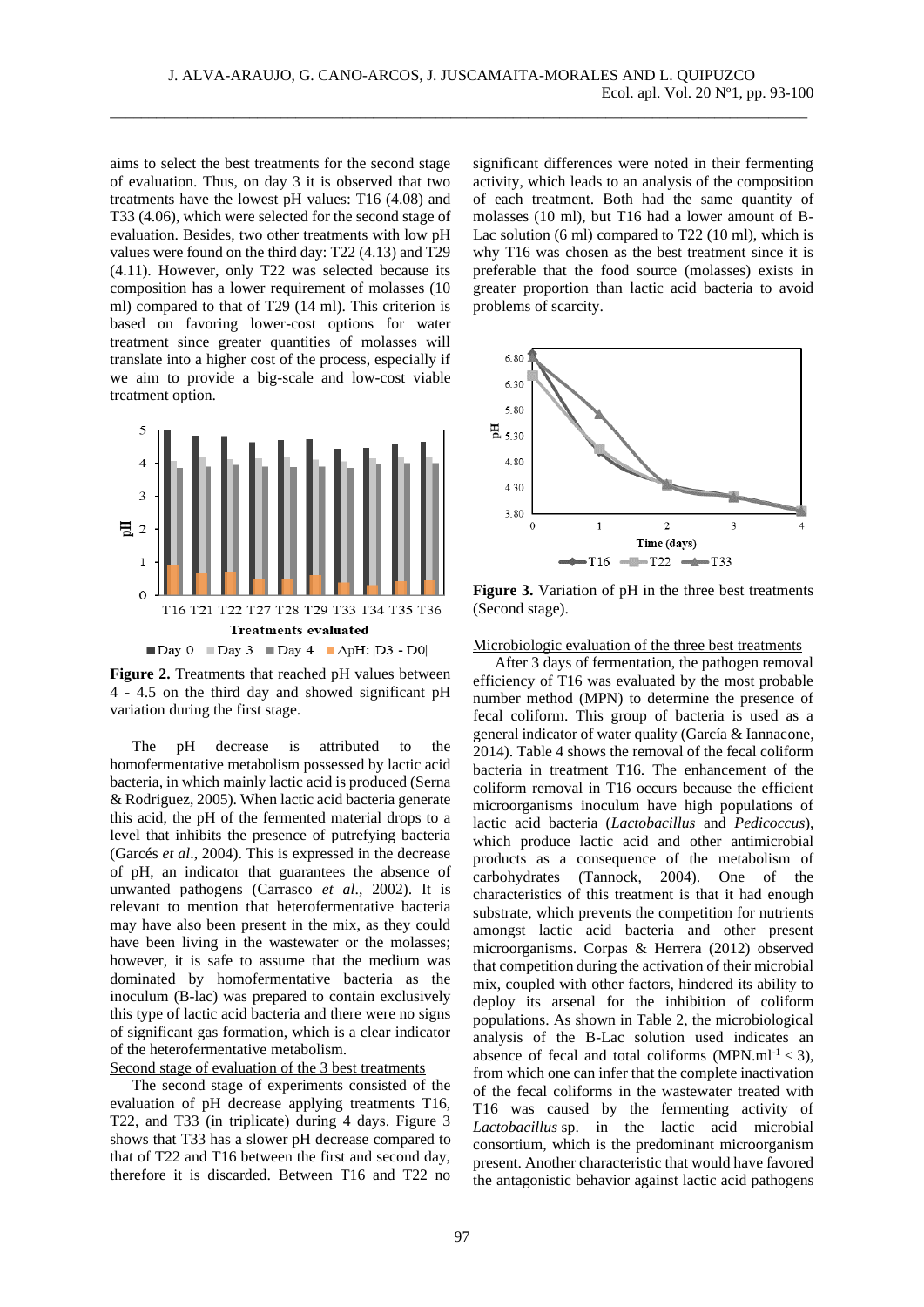aims to select the best treatments for the second stage of evaluation. Thus, on day 3 it is observed that two treatments have the lowest pH values: T16 (4.08) and T33 (4.06), which were selected for the second stage of evaluation. Besides, two other treatments with low pH values were found on the third day: T22 (4.13) and T29 (4.11). However, only T22 was selected because its composition has a lower requirement of molasses (10 ml) compared to that of T29 (14 ml). This criterion is based on favoring lower-cost options for water treatment since greater quantities of molasses will translate into a higher cost of the process, especially if we aim to provide a big-scale and low-cost viable treatment option.

**Figure 2.** Treatments that reached pH values between 4 - 4.5 on the third day and showed significant pH variation during the first stage.

The pH decrease is attributed to the homofermentative metabolism possessed by lactic acid bacteria, in which mainly lactic acid is produced (Serna & Rodriguez, 2005). When lactic acid bacteria generate this acid, the pH of the fermented material drops to a level that inhibits the presence of putrefying bacteria (Garcés *et al*., 2004). This is expressed in the decrease of pH, an indicator that guarantees the absence of unwanted pathogens (Carrasco *et al*., 2002). It is relevant to mention that heterofermentative bacteria may have also been present in the mix, as they could have been living in the wastewater or the molasses; however, it is safe to assume that the medium was dominated by homofermentative bacteria as the inoculum (B-lac) was prepared to contain exclusively this type of lactic acid bacteria and there were no signs of significant gas formation, which is a clear indicator of the heterofermentative metabolism.

Second stage of evaluation of the 3 best treatments

The second stage of experiments consisted of the evaluation of pH decrease applying treatments T16, T22, and T33 (in triplicate) during 4 days. Figure 3 shows that T33 has a slower pH decrease compared to that of T22 and T16 between the first and second day, therefore it is discarded. Between T16 and T22 no significant differences were noted in their fermenting activity, which leads to an analysis of the composition of each treatment. Both had the same quantity of molasses (10 ml), but T16 had a lower amount of B-Lac solution (6 ml) compared to T22 (10 ml), which is why T16 was chosen as the best treatment since it is preferable that the food source (molasses) exists in greater proportion than lactic acid bacteria to avoid problems of scarcity.

**Figure 3.** Variation of pH in the three best treatments (Second stage).

Microbiologic evaluation of the three best treatments

After 3 days of fermentation, the pathogen removal efficiency of T16 was evaluated by the most probable number method (MPN) to determine the presence of fecal coliform. This group of bacteria is used as a general indicator of water quality (García & Iannacone, 2014). Table 4 shows the removal of the fecal coliform bacteria in treatment T16. The enhancement of the coliform removal in T16 occurs because the efficient microorganisms inoculum have high populations of lactic acid bacteria (*Lactobacillus* and *Pedicoccus*), which produce lactic acid and other antimicrobial products as a consequence of the metabolism of carbohydrates (Tannock, 2004). One of the characteristics of this treatment is that it had enough substrate, which prevents the competition for nutrients amongst lactic acid bacteria and other present microorganisms. Corpas & Herrera (2012) observed that competition during the activation of their microbial mix, coupled with other factors, hindered its ability to deploy its arsenal for the inhibition of coliform populations. As shown in Table 2, the microbiological analysis of the B-Lac solution used indicates an absence of fecal and total coliforms ($MPN.ml^{-1} < 3$), from which one can infer that the complete inactivation of the fecal coliforms in the wastewater treated with T16 was caused by the fermenting activity of *Lactobacillus* sp. in the lactic acid microbial consortium, which is the predominant microorganism present. Another characteristic that would have favored the antagonistic behavior against lactic acid pathogens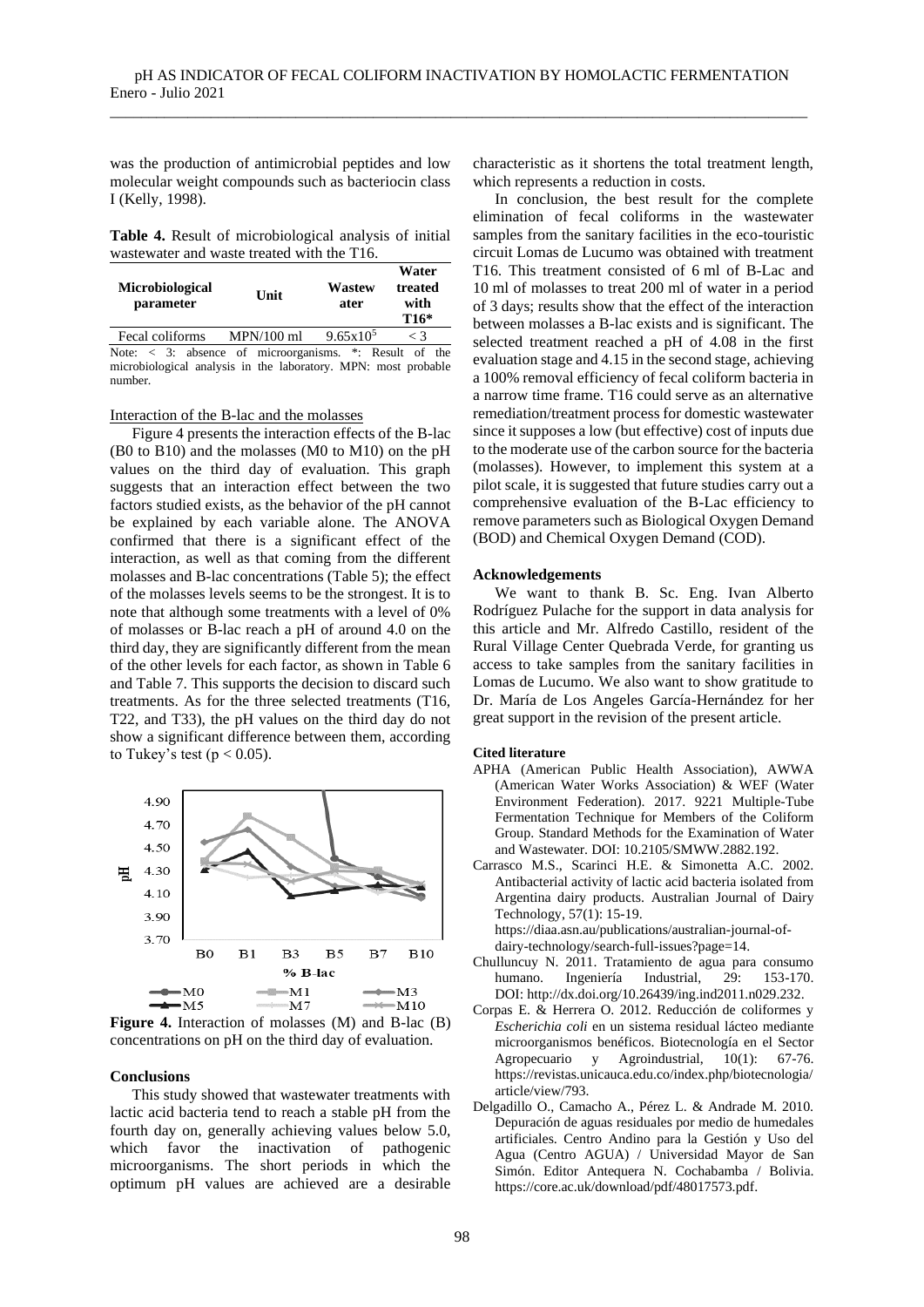was the production of antimicrobial peptides and low molecular weight compounds such as bacteriocin class I (Kelly, 1998).

**Table 4.** Result of microbiological analysis of initial wastewater and waste treated with the T16.

| Microbiological parameter | Unit | Wastewater | Water treated with T16* |
|---|---|---|---|
| Fecal coliforms | MPN/100 ml | $9.65x10^5$ | < 3 |

Note: < 3: absence of microorganisms. *: Result of the microbiological analysis in the laboratory. MPN: most probable number.

Interaction of the B-lac and the molasses

Figure 4 presents the interaction effects of the B-lac (B0 to B10) and the molasses (M0 to M10) on the pH values on the third day of evaluation. This graph suggests that an interaction effect between the two factors studied exists, as the behavior of the pH cannot be explained by each variable alone. The ANOVA confirmed that there is a significant effect of the interaction, as well as that coming from the different molasses and B-lac concentrations (Table 5); the effect of the molasses levels seems to be the strongest. It is to note that although some treatments with a level of 0% of molasses or B-lac reach a pH of around 4.0 on the third day, they are significantly different from the mean of the other levels for each factor, as shown in Table 6 and Table 7. This supports the decision to discard such treatments. As for the three selected treatments (T16, T22, and T33), the pH values on the third day do not show a significant difference between them, according to Tukey's test ($p < 0.05$).

**Figure 4.** Interaction of molasses (M) and B-lac (B) concentrations on pH on the third day of evaluation.

## Conclusions

This study showed that wastewater treatments with lactic acid bacteria tend to reach a stable pH from the fourth day on, generally achieving values below 5.0, which favor the inactivation of pathogenic microorganisms. The short periods in which the optimum pH values are achieved are a desirable characteristic as it shortens the total treatment length, which represents a reduction in costs.

In conclusion, the best result for the complete elimination of fecal coliforms in the wastewater samples from the sanitary facilities in the eco-touristic circuit Lomas de Lucumo was obtained with treatment T16. This treatment consisted of 6 ml of B-Lac and 10 ml of molasses to treat 200 ml of water in a period of 3 days; results show that the effect of the interaction between molasses a B-lac exists and is significant. The selected treatment reached a pH of 4.08 in the first evaluation stage and 4.15 in the second stage, achieving a 100% removal efficiency of fecal coliform bacteria in a narrow time frame. T16 could serve as an alternative remediation/treatment process for domestic wastewater since it supposes a low (but effective) cost of inputs due to the moderate use of the carbon source for the bacteria (molasses). However, to implement this system at a pilot scale, it is suggested that future studies carry out a comprehensive evaluation of the B-Lac efficiency to remove parameters such as Biological Oxygen Demand (BOD) and Chemical Oxygen Demand (COD).

## Acknowledgements

We want to thank B. Sc. Eng. Ivan Alberto Rodríguez Pulache for the support in data analysis for this article and Mr. Alfredo Castillo, resident of the Rural Village Center Quebrada Verde, for granting us access to take samples from the sanitary facilities in Lomas de Lucumo. We also want to show gratitude to Dr. María de Los Angeles García-Hernández for her great support in the revision of the present article.

## Cited literature

- APHA (American Public Health Association), AWWA (American Water Works Association) & WEF (Water Environment Federation). 2017. 9221 Multiple-Tube Fermentation Technique for Members of the Coliform Group. Standard Methods for the Examination of Water and Wastewater. DOI: 10.2105/SMWW.2882.192.
- Carrasco M.S., Scarinci H.E. & Simonetta A.C. 2002. Antibacterial activity of lactic acid bacteria isolated from Argentina dairy products. Australian Journal of Dairy Technology, 57(1): 15-19. https://diaa.asn.au/publications/australian-journal-of-dairy-technology/search-full-issues?page=14.
- Chulluncuy N. 2011. Tratamiento de agua para consumo humano. Ingeniería Industrial, 29: 153-170. DOI: http://dx.doi.org/10.26439/ing.ind2011.n029.232.
- Corpas E. & Herrera O. 2012. Reducción de coliformes y *Escherichia coli* en un sistema residual lácteo mediante microorganismos benéficos. Biotecnología en el Sector Agropecuario y Agroindustrial, 10(1): 67-76. https://revistas.unicauca.edu.co/index.php/biotecnologia/article/view/793.
- Delgadillo O., Camacho A., Pérez L. & Andrade M. 2010. Depuración de aguas residuales por medio de humedales artificiales. Centro Andino para la Gestión y Uso del Agua (Centro AGUA) / Universidad Mayor de San Simón. Editor Antequera N. Cochabamba / Bolivia. https://core.ac.uk/download/pdf/48017573.pdf.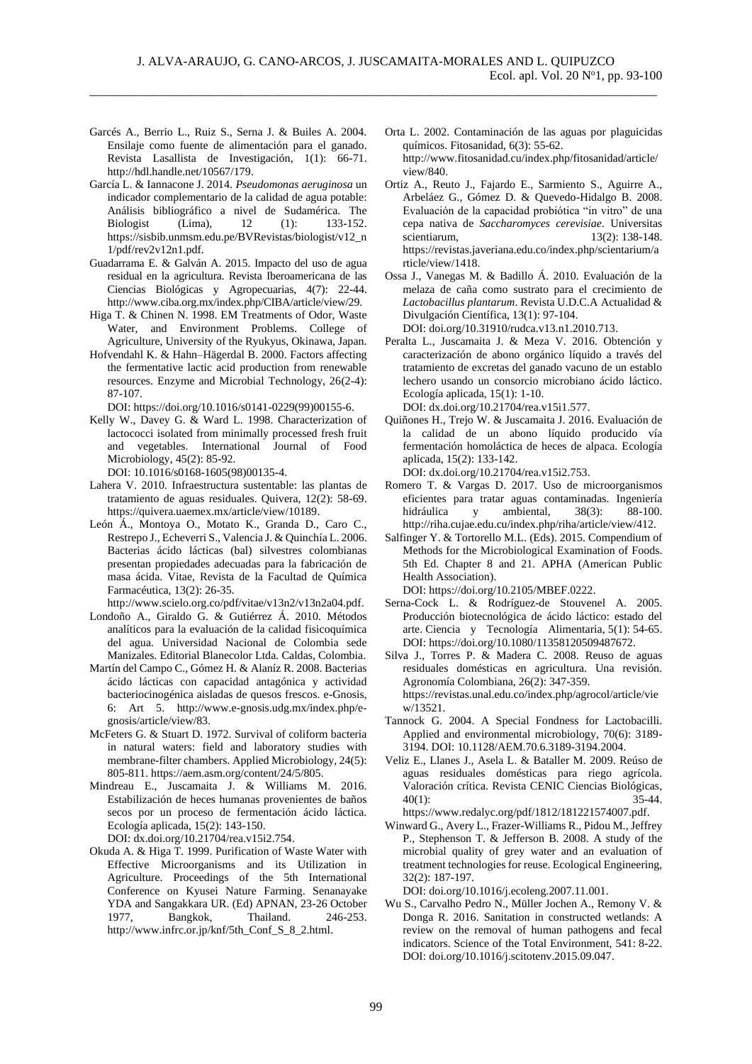Garcés A., Berrio L., Ruiz S., Serna J. & Builes A. 2004. Ensilaje como fuente de alimentación para el ganado. Revista Lasallista de Investigación, 1(1): 66-71. http://hdl.handle.net/10567/179.

García L. & Iannacone J. 2014. *Pseudomonas aeruginosa* un indicador complementario de la calidad de agua potable: Análisis bibliográfico a nivel de Sudamérica. The Biologist (Lima), 12 (1): 133-152. https://sisbib.unmsm.edu.pe/BVRevistas/biologist/v12_n1/pdf/rev2v12n1.pdf.

Guadarrama E. & Galván A. 2015. Impacto del uso de agua residual en la agricultura. Revista Iberoamericana de las Ciencias Biológicas y Agropecuarias, 4(7): 22-44. http://www.ciba.org.mx/index.php/CIBA/article/view/29.

Higa T. & Chinen N. 1998. EM Treatments of Odor, Waste Water, and Environment Problems. College of Agriculture, University of the Ryukyus, Okinawa, Japan.

Hofvendahl K. & Hahn–Hägerdal B. 2000. Factors affecting the fermentative lactic acid production from renewable resources. Enzyme and Microbial Technology, 26(2-4): 87-107.
DOI: https://doi.org/10.1016/s0141-0229(99)00155-6.

Kelly W., Davey G. & Ward L. 1998. Characterization of lactococci isolated from minimally processed fresh fruit and vegetables. International Journal of Food Microbiology, 45(2): 85-92.
DOI: 10.1016/s0168-1605(98)00135-4.

Lahera V. 2010. Infraestructura sustentable: las plantas de tratamiento de aguas residuales. Quivera, 12(2): 58-69. https://quivera.uaemex.mx/article/view/10189.

León Á., Montoya O., Motato K., Granda D., Caro C., Restrepo J., Echeverri S., Valencia J. & Quinchía L. 2006. Bacterias ácido lácticas (bal) silvestres colombianas presentan propiedades adecuadas para la fabricación de masa ácida. Vitae, Revista de la Facultad de Química Farmacéutica, 13(2): 26-35.
http://www.scielo.org.co/pdf/vitae/v13n2/v13n2a04.pdf.

Londoño A., Giraldo G. & Gutiérrez Á. 2010. Métodos analíticos para la evaluación de la calidad fisicoquímica del agua. Universidad Nacional de Colombia sede Manizales. Editorial Blanecolor Ltda. Caldas, Colombia.

Martín del Campo C., Gómez H. & Alaníz R. 2008. Bacterias ácido lácticas con capacidad antagónica y actividad bacteriocinogénica aisladas de quesos frescos. e-Gnosis, 6: Art 5. http://www.e-gnosis.udg.mx/index.php/e-gnosis/article/view/83.

McFeters G. & Stuart D. 1972. Survival of coliform bacteria in natural waters: field and laboratory studies with membrane-filter chambers. Applied Microbiology, 24(5): 805-811. https://aem.asm.org/content/24/5/805.

Mindreau E., Juscamaita J. & Williams M. 2016. Estabilización de heces humanas provenientes de baños secos por un proceso de fermentación ácido láctica. Ecología aplicada, 15(2): 143-150.
DOI: dx.doi.org/10.21704/rea.v15i2.754.

Okuda A. & Higa T. 1999. Purification of Waste Water with Effective Microorganisms and its Utilization in Agriculture. Proceedings of the 5th International Conference on Kyusei Nature Farming. Senanayake YDA and Sangakkara UR. (Ed) APNAN, 23-26 October 1977, Bangkok, Thailand. 246-253. http://www.infrc.or.jp/knf/5th_Conf_S_8_2.html.

Orta L. 2002. Contaminación de las aguas por plaguicidas químicos. Fitosanidad, 6(3): 55-62.
http://www.fitosanidad.cu/index.php/fitosanidad/article/view/840.

Ortiz A., Reuto J., Fajardo E., Sarmiento S., Aguirre A., Arbeláez G., Gómez D. & Quevedo-Hidalgo B. 2008. Evaluación de la capacidad probiótica "in vitro" de una cepa nativa de *Saccharomyces cerevisiae*. Universitas scientiarum, 13(2): 138-148. https://revistas.javeriana.edu.co/index.php/scientarium/article/view/1418.

Ossa J., Vanegas M. & Badillo Á. 2010. Evaluación de la melaza de caña como sustrato para el crecimiento de *Lactobacillus plantarum*. Revista U.D.C.A Actualidad & Divulgación Científica, 13(1): 97-104.
DOI: doi.org/10.31910/rudca.v13.n1.2010.713.

Peralta L., Juscamaita J. & Meza V. 2016. Obtención y caracterización de abono orgánico líquido a través del tratamiento de excretas del ganado vacuno de un establo lechero usando un consorcio microbiano ácido láctico. Ecología aplicada, 15(1): 1-10.
DOI: dx.doi.org/10.21704/rea.v15i1.577.

Quiñones H., Trejo W. & Juscamaita J. 2016. Evaluación de la calidad de un abono líquido producido vía fermentación homoláctica de heces de alpaca. Ecología aplicada, 15(2): 133-142.
DOI: dx.doi.org/10.21704/rea.v15i2.753.

Romero T. & Vargas D. 2017. Uso de microorganismos eficientes para tratar aguas contaminadas. Ingeniería hidráulica y ambiental, 38(3): 88-100. http://riha.cujae.edu.cu/index.php/riha/article/view/412.

Salfinger Y. & Tortorello M.L. (Eds). 2015. Compendium of Methods for the Microbiological Examination of Foods. 5th Ed. Chapter 8 and 21. APHA (American Public Health Association).
DOI: https://doi.org/10.2105/MBEF.0222.

Serna-Cock L. & Rodríguez-de Stouvenel A. 2005. Producción biotecnológica de ácido láctico: estado del arte. Ciencia y Tecnología Alimentaria, 5(1): 54-65. DOI: https://doi.org/10.1080/11358120509487672.

Silva J., Torres P. & Madera C. 2008. Reuso de aguas residuales domésticas en agricultura. Una revisión. Agronomía Colombiana, 26(2): 347-359. https://revistas.unal.edu.co/index.php/agrocol/article/view/13521.

Tannock G. 2004. A Special Fondness for Lactobacilli. Applied and environmental microbiology, 70(6): 3189-3194. DOI: 10.1128/AEM.70.6.3189-3194.2004.

Veliz E., Llanes J., Asela L. & Bataller M. 2009. Reúso de aguas residuales domésticas para riego agrícola. Valoración crítica. Revista CENIC Ciencias Biológicas, 40(1): 35-44.
https://www.redalyc.org/pdf/1812/181221574007.pdf.

Winward G., Avery L., Frazer-Williams R., Pidou M., Jeffrey P., Stephenson T. & Jefferson B. 2008. A study of the microbial quality of grey water and an evaluation of treatment technologies for reuse. Ecological Engineering, 32(2): 187-197.
DOI: doi.org/10.1016/j.ecoleng.2007.11.001.

Wu S., Carvalho Pedro N., Müller Jochen A., Remony V. & Donga R. 2016. Sanitation in constructed wetlands: A review on the removal of human pathogens and fecal indicators. Science of the Total Environment, 541: 8-22. DOI: doi.org/10.1016/j.scitotenv.2015.09.047.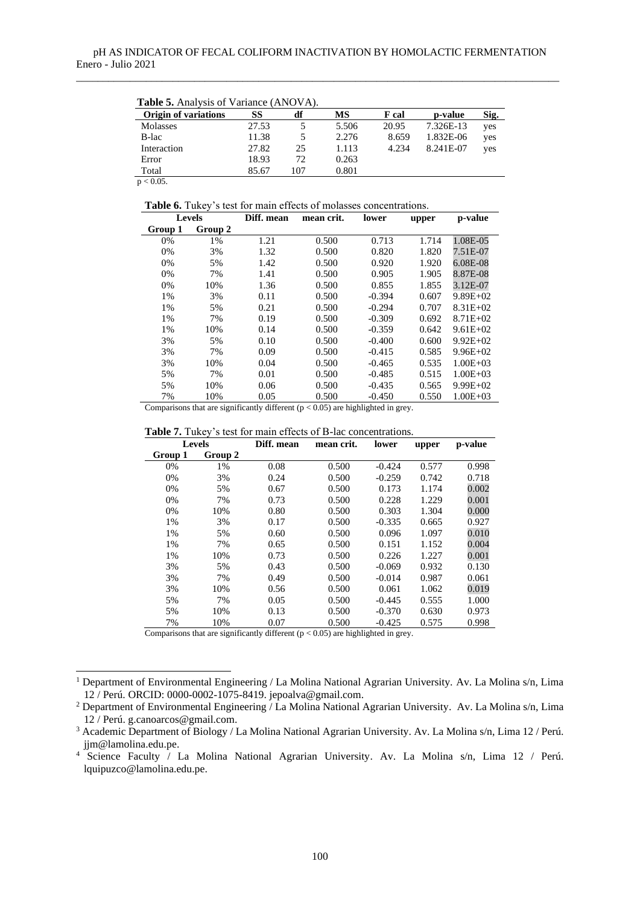**Table 5.** Analysis of Variance (ANOVA).

| Origin of variations | SS | df | MS | F cal | p-value | Sig. |
|---|---|---|---|---|---|---|
| Molasses | 27.53 | 5 | 5.506 | 20.95 | 7.326E-13 | yes |
| B-lac | 11.38 | 5 | 2.276 | 8.659 | 1.832E-06 | yes |
| Interaction | 27.82 | 25 | 1.113 | 4.234 | 8.241E-07 | yes |
| Error | 18.93 | 72 | 0.263 | | | |
| Total | 85.67 | 107 | 0.801 | | | |

$p < 0.05$.

**Table 6.** Tukey's test for main effects of molasses concentrations.

| Levels | | Diff. mean | mean crit. | lower | upper | p-value |
|---|---|---|---|---|---|---|
| Group 1 | Group 2 | | | | | |
| 0% | 1% | 1.21 | 0.500 | 0.713 | 1.714 | 1.08E-05 |
| 0% | 3% | 1.32 | 0.500 | 0.820 | 1.820 | 7.51E-07 |
| 0% | 5% | 1.42 | 0.500 | 0.920 | 1.920 | 6.08E-08 |
| 0% | 7% | 1.41 | 0.500 | 0.905 | 1.905 | 8.87E-08 |
| 0% | 10% | 1.36 | 0.500 | 0.855 | 1.855 | 3.12E-07 |
| 1% | 3% | 0.11 | 0.500 | -0.394 | 0.607 | 9.89E+02 |
| 1% | 5% | 0.21 | 0.500 | -0.294 | 0.707 | 8.31E+02 |
| 1% | 7% | 0.19 | 0.500 | -0.309 | 0.692 | 8.71E+02 |
| 1% | 10% | 0.14 | 0.500 | -0.359 | 0.642 | 9.61E+02 |
| 3% | 5% | 0.10 | 0.500 | -0.400 | 0.600 | 9.92E+02 |
| 3% | 7% | 0.09 | 0.500 | -0.415 | 0.585 | 9.96E+02 |
| 3% | 10% | 0.04 | 0.500 | -0.465 | 0.535 | 1.00E+03 |
| 5% | 7% | 0.01 | 0.500 | -0.485 | 0.515 | 1.00E+03 |
| 5% | 10% | 0.06 | 0.500 | -0.435 | 0.565 | 9.99E+02 |
| 7% | 10% | 0.05 | 0.500 | -0.450 | 0.550 | 1.00E+03 |

Comparisons that are significantly different ($p < 0.05$) are highlighted in grey.

**Table 7.** Tukey's test for main effects of B-lac concentrations.

| Levels | | Diff. mean | mean crit. | lower | upper | p-value |
|---|---|---|---|---|---|---|
| Group 1 | Group 2 | | | | | |
| 0% | 1% | 0.08 | 0.500 | -0.424 | 0.577 | 0.998 |
| 0% | 3% | 0.24 | 0.500 | -0.259 | 0.742 | 0.718 |
| 0% | 5% | 0.67 | 0.500 | 0.173 | 1.174 | 0.002 |
| 0% | 7% | 0.73 | 0.500 | 0.228 | 1.229 | 0.001 |
| 0% | 10% | 0.80 | 0.500 | 0.303 | 1.304 | 0.000 |
| 1% | 3% | 0.17 | 0.500 | -0.335 | 0.665 | 0.927 |
| 1% | 5% | 0.60 | 0.500 | 0.096 | 1.097 | 0.010 |
| 1% | 7% | 0.65 | 0.500 | 0.151 | 1.152 | 0.004 |
| 1% | 10% | 0.73 | 0.500 | 0.226 | 1.227 | 0.001 |
| 3% | 5% | 0.43 | 0.500 | -0.069 | 0.932 | 0.130 |
| 3% | 7% | 0.49 | 0.500 | -0.014 | 0.987 | 0.061 |
| 3% | 10% | 0.56 | 0.500 | 0.061 | 1.062 | 0.019 |
| 5% | 7% | 0.05 | 0.500 | -0.445 | 0.555 | 1.000 |
| 5% | 10% | 0.13 | 0.500 | -0.370 | 0.630 | 0.973 |
| 7% | 10% | 0.07 | 0.500 | -0.425 | 0.575 | 0.998 |

Comparisons that are significantly different ($p < 0.05$) are highlighted in grey.

---

[1] Department of Environmental Engineering / La Molina National Agrarian University. Av. La Molina s/n, Lima 12 / Perú. ORCID: 0000-0002-1075-8419. jepoalva@gmail.com.

[2] Department of Environmental Engineering / La Molina National Agrarian University. Av. La Molina s/n, Lima 12 / Perú. g.canoarcos@gmail.com.

[3] Academic Department of Biology / La Molina National Agrarian University. Av. La Molina s/n, Lima 12 / Perú. jjm@lamolina.edu.pe.

[4] Science Faculty / La Molina National Agrarian University. Av. La Molina s/n, Lima 12 / Perú. lquipuzco@lamolina.edu.pe.